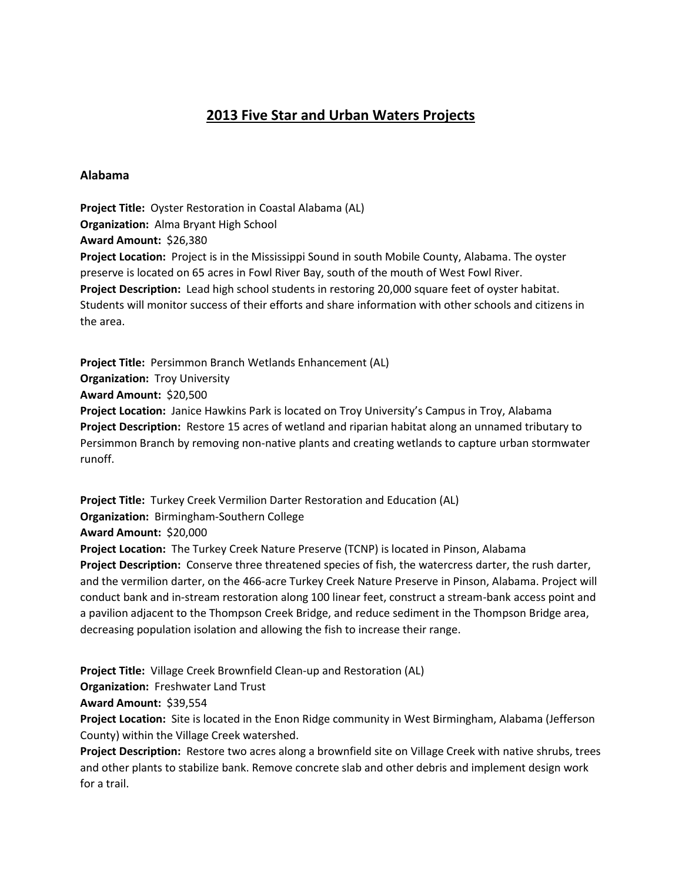# 2013 Five Star and Urban Waters Projects

## Alabama

**Project Title:** Oyster Restoration in Coastal Alabama (AL)
**Organization:** Alma Bryant High School
**Award Amount:** $26,380
**Project Location:** Project is in the Mississippi Sound in south Mobile County, Alabama. The oyster preserve is located on 65 acres in Fowl River Bay, south of the mouth of West Fowl River.
**Project Description:** Lead high school students in restoring 20,000 square feet of oyster habitat. Students will monitor success of their efforts and share information with other schools and citizens in the area.

**Project Title:** Persimmon Branch Wetlands Enhancement (AL)
**Organization:** Troy University
**Award Amount:** $20,500
**Project Location:** Janice Hawkins Park is located on Troy University's Campus in Troy, Alabama
**Project Description:** Restore 15 acres of wetland and riparian habitat along an unnamed tributary to Persimmon Branch by removing non-native plants and creating wetlands to capture urban stormwater runoff.

**Project Title:** Turkey Creek Vermilion Darter Restoration and Education (AL)
**Organization:** Birmingham-Southern College
**Award Amount:** $20,000
**Project Location:** The Turkey Creek Nature Preserve (TCNP) is located in Pinson, Alabama
**Project Description:** Conserve three threatened species of fish, the watercress darter, the rush darter, and the vermilion darter, on the 466-acre Turkey Creek Nature Preserve in Pinson, Alabama. Project will conduct bank and in-stream restoration along 100 linear feet, construct a stream-bank access point and a pavilion adjacent to the Thompson Creek Bridge, and reduce sediment in the Thompson Bridge area, decreasing population isolation and allowing the fish to increase their range.

**Project Title:** Village Creek Brownfield Clean-up and Restoration (AL)
**Organization:** Freshwater Land Trust
**Award Amount:** $39,554
**Project Location:** Site is located in the Enon Ridge community in West Birmingham, Alabama (Jefferson County) within the Village Creek watershed.
**Project Description:** Restore two acres along a brownfield site on Village Creek with native shrubs, trees and other plants to stabilize bank. Remove concrete slab and other debris and implement design work for a trail.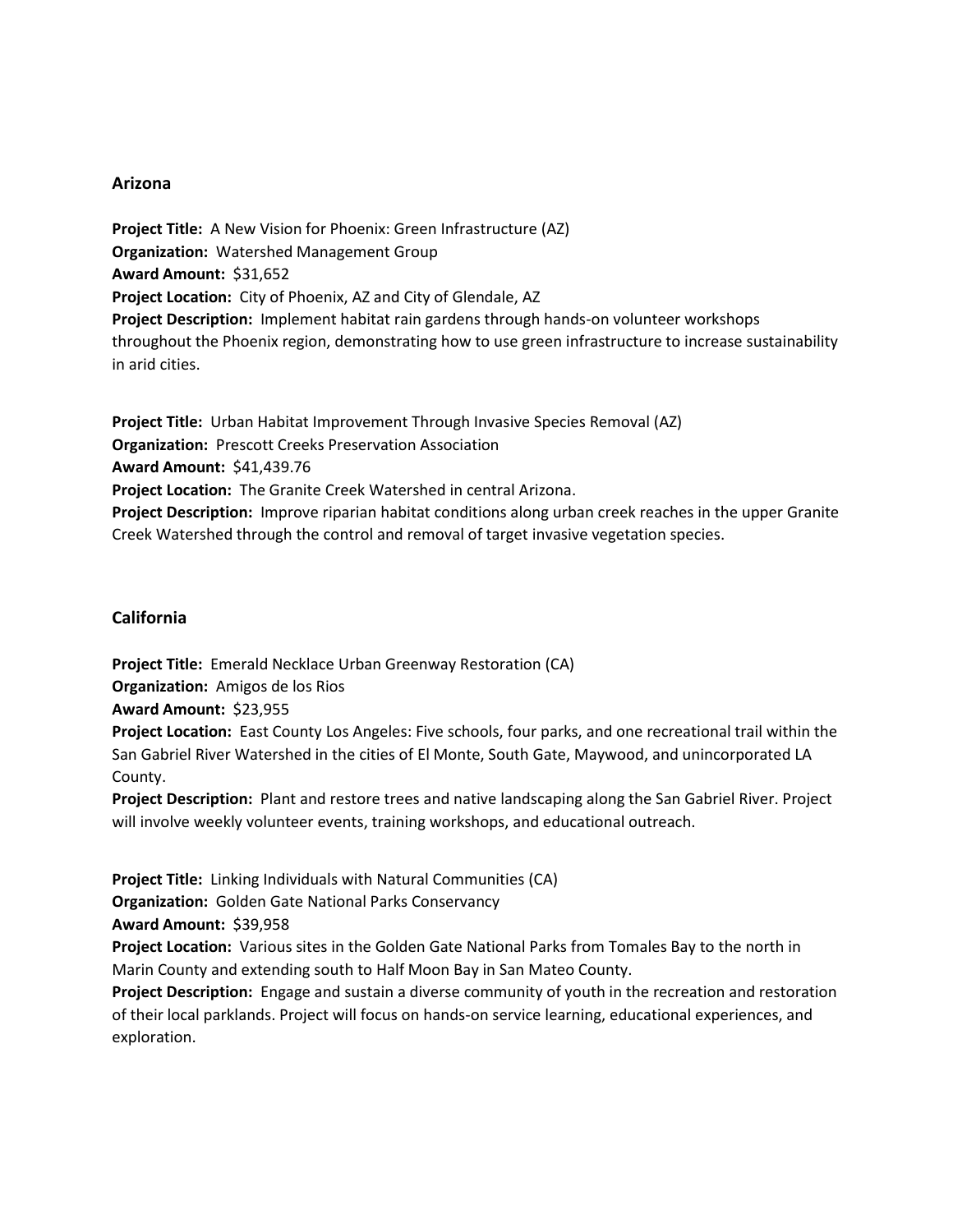## Arizona

**Project Title:** A New Vision for Phoenix: Green Infrastructure (AZ)
**Organization:** Watershed Management Group
**Award Amount:** $31,652
**Project Location:** City of Phoenix, AZ and City of Glendale, AZ
**Project Description:** Implement habitat rain gardens through hands-on volunteer workshops throughout the Phoenix region, demonstrating how to use green infrastructure to increase sustainability in arid cities.

**Project Title:** Urban Habitat Improvement Through Invasive Species Removal (AZ)
**Organization:** Prescott Creeks Preservation Association
**Award Amount:** $41,439.76
**Project Location:** The Granite Creek Watershed in central Arizona.
**Project Description:** Improve riparian habitat conditions along urban creek reaches in the upper Granite Creek Watershed through the control and removal of target invasive vegetation species.

## California

**Project Title:** Emerald Necklace Urban Greenway Restoration (CA)
**Organization:** Amigos de los Rios
**Award Amount:** $23,955
**Project Location:** East County Los Angeles: Five schools, four parks, and one recreational trail within the San Gabriel River Watershed in the cities of El Monte, South Gate, Maywood, and unincorporated LA County.
**Project Description:** Plant and restore trees and native landscaping along the San Gabriel River. Project will involve weekly volunteer events, training workshops, and educational outreach.

**Project Title:** Linking Individuals with Natural Communities (CA)
**Organization:** Golden Gate National Parks Conservancy
**Award Amount:** $39,958
**Project Location:** Various sites in the Golden Gate National Parks from Tomales Bay to the north in Marin County and extending south to Half Moon Bay in San Mateo County.
**Project Description:** Engage and sustain a diverse community of youth in the recreation and restoration of their local parklands. Project will focus on hands-on service learning, educational experiences, and exploration.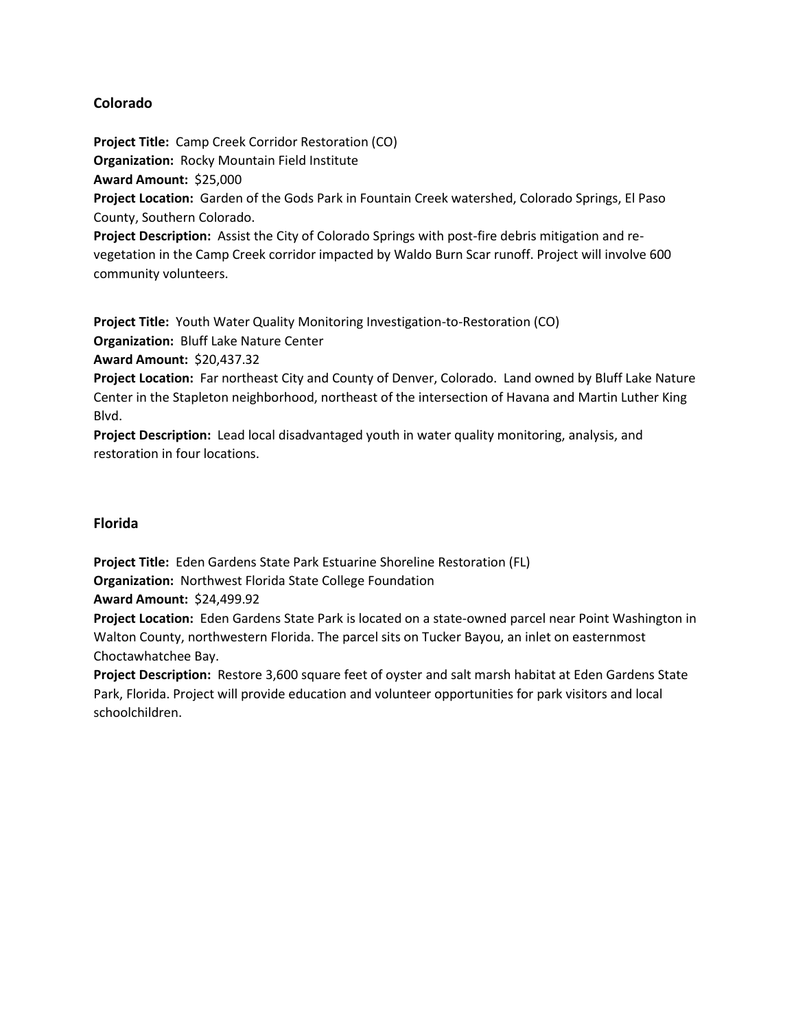## Colorado

**Project Title:** Camp Creek Corridor Restoration (CO)
**Organization:** Rocky Mountain Field Institute
**Award Amount:** $25,000
**Project Location:** Garden of the Gods Park in Fountain Creek watershed, Colorado Springs, El Paso County, Southern Colorado.
**Project Description:** Assist the City of Colorado Springs with post-fire debris mitigation and re-vegetation in the Camp Creek corridor impacted by Waldo Burn Scar runoff. Project will involve 600 community volunteers.

**Project Title:** Youth Water Quality Monitoring Investigation-to-Restoration (CO)
**Organization:** Bluff Lake Nature Center
**Award Amount:** $20,437.32
**Project Location:** Far northeast City and County of Denver, Colorado. Land owned by Bluff Lake Nature Center in the Stapleton neighborhood, northeast of the intersection of Havana and Martin Luther King Blvd.
**Project Description:** Lead local disadvantaged youth in water quality monitoring, analysis, and restoration in four locations.

## Florida

**Project Title:** Eden Gardens State Park Estuarine Shoreline Restoration (FL)
**Organization:** Northwest Florida State College Foundation
**Award Amount:** $24,499.92
**Project Location:** Eden Gardens State Park is located on a state-owned parcel near Point Washington in Walton County, northwestern Florida. The parcel sits on Tucker Bayou, an inlet on easternmost Choctawhatchee Bay.
**Project Description:** Restore 3,600 square feet of oyster and salt marsh habitat at Eden Gardens State Park, Florida. Project will provide education and volunteer opportunities for park visitors and local schoolchildren.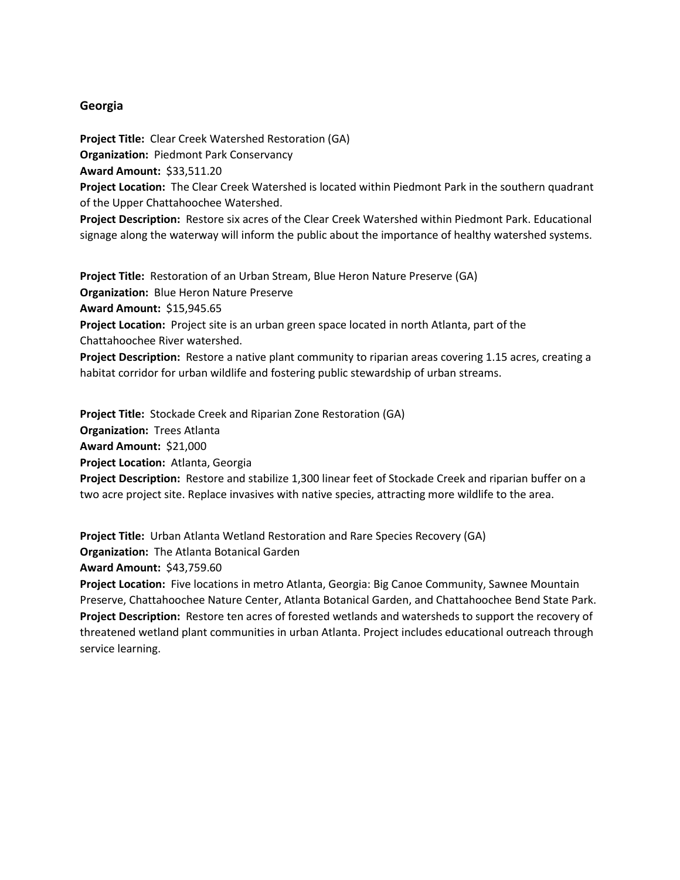## Georgia

**Project Title:** Clear Creek Watershed Restoration (GA)
**Organization:** Piedmont Park Conservancy
**Award Amount:** $33,511.20
**Project Location:** The Clear Creek Watershed is located within Piedmont Park in the southern quadrant of the Upper Chattahoochee Watershed.
**Project Description:** Restore six acres of the Clear Creek Watershed within Piedmont Park. Educational signage along the waterway will inform the public about the importance of healthy watershed systems.

**Project Title:** Restoration of an Urban Stream, Blue Heron Nature Preserve (GA)
**Organization:** Blue Heron Nature Preserve
**Award Amount:** $15,945.65
**Project Location:** Project site is an urban green space located in north Atlanta, part of the Chattahoochee River watershed.
**Project Description:** Restore a native plant community to riparian areas covering 1.15 acres, creating a habitat corridor for urban wildlife and fostering public stewardship of urban streams.

**Project Title:** Stockade Creek and Riparian Zone Restoration (GA)
**Organization:** Trees Atlanta
**Award Amount:** $21,000
**Project Location:** Atlanta, Georgia
**Project Description:** Restore and stabilize 1,300 linear feet of Stockade Creek and riparian buffer on a two acre project site. Replace invasives with native species, attracting more wildlife to the area.

**Project Title:** Urban Atlanta Wetland Restoration and Rare Species Recovery (GA)
**Organization:** The Atlanta Botanical Garden
**Award Amount:** $43,759.60
**Project Location:** Five locations in metro Atlanta, Georgia: Big Canoe Community, Sawnee Mountain Preserve, Chattahoochee Nature Center, Atlanta Botanical Garden, and Chattahoochee Bend State Park.
**Project Description:** Restore ten acres of forested wetlands and watersheds to support the recovery of threatened wetland plant communities in urban Atlanta. Project includes educational outreach through service learning.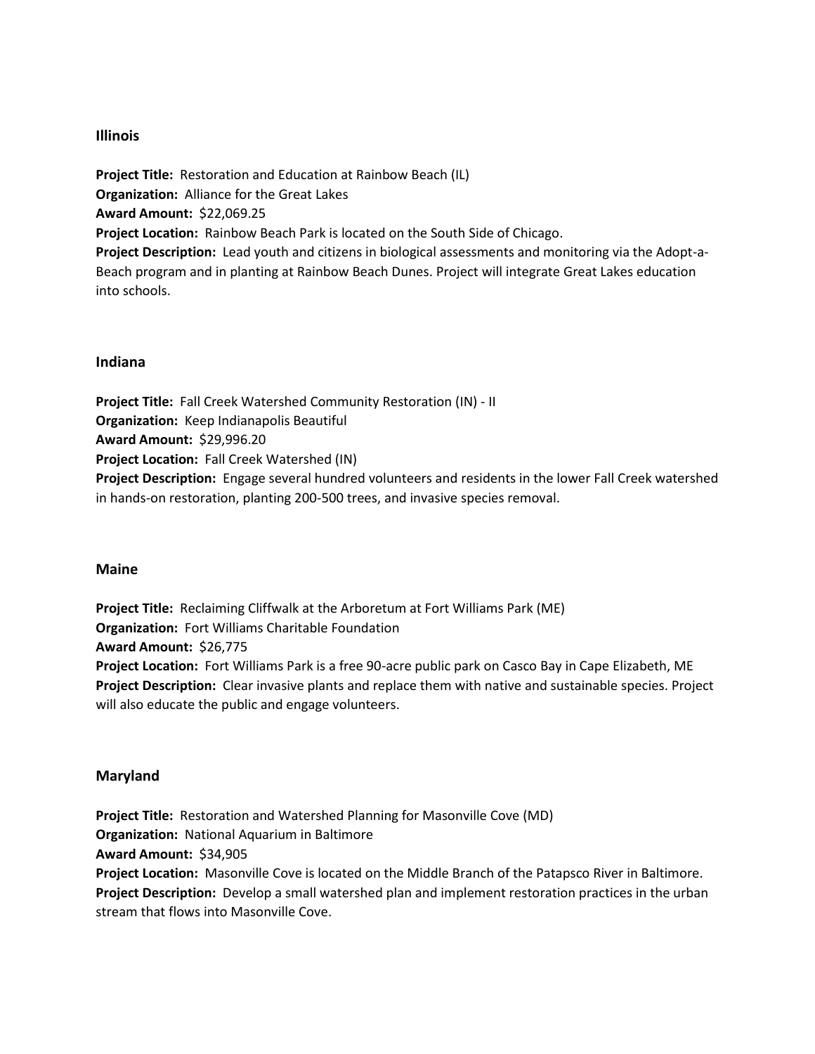## Illinois

**Project Title:** Restoration and Education at Rainbow Beach (IL)
**Organization:** Alliance for the Great Lakes
**Award Amount:** $22,069.25
**Project Location:** Rainbow Beach Park is located on the South Side of Chicago.
**Project Description:** Lead youth and citizens in biological assessments and monitoring via the Adopt-a-Beach program and in planting at Rainbow Beach Dunes. Project will integrate Great Lakes education into schools.

## Indiana

**Project Title:** Fall Creek Watershed Community Restoration (IN) - II
**Organization:** Keep Indianapolis Beautiful
**Award Amount:** $29,996.20
**Project Location:** Fall Creek Watershed (IN)
**Project Description:** Engage several hundred volunteers and residents in the lower Fall Creek watershed in hands-on restoration, planting 200-500 trees, and invasive species removal.

## Maine

**Project Title:** Reclaiming Cliffwalk at the Arboretum at Fort Williams Park (ME)
**Organization:** Fort Williams Charitable Foundation
**Award Amount:** $26,775
**Project Location:** Fort Williams Park is a free 90-acre public park on Casco Bay in Cape Elizabeth, ME
**Project Description:** Clear invasive plants and replace them with native and sustainable species. Project will also educate the public and engage volunteers.

## Maryland

**Project Title:** Restoration and Watershed Planning for Masonville Cove (MD)
**Organization:** National Aquarium in Baltimore
**Award Amount:** $34,905
**Project Location:** Masonville Cove is located on the Middle Branch of the Patapsco River in Baltimore.
**Project Description:** Develop a small watershed plan and implement restoration practices in the urban stream that flows into Masonville Cove.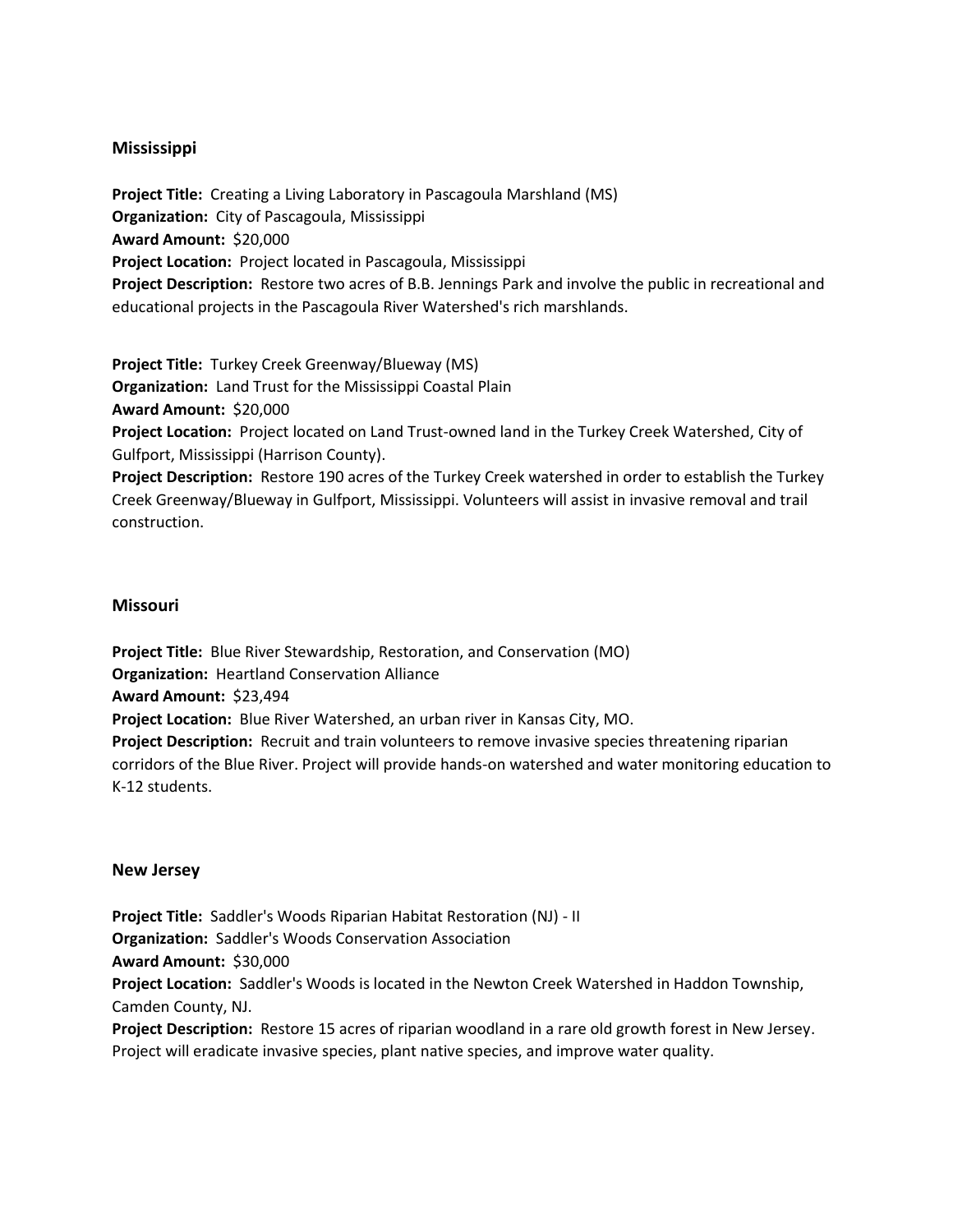### Mississippi

**Project Title:** Creating a Living Laboratory in Pascagoula Marshland (MS)
**Organization:** City of Pascagoula, Mississippi
**Award Amount:** $20,000
**Project Location:** Project located in Pascagoula, Mississippi
**Project Description:** Restore two acres of B.B. Jennings Park and involve the public in recreational and educational projects in the Pascagoula River Watershed's rich marshlands.

**Project Title:** Turkey Creek Greenway/Blueway (MS)
**Organization:** Land Trust for the Mississippi Coastal Plain
**Award Amount:** $20,000
**Project Location:** Project located on Land Trust-owned land in the Turkey Creek Watershed, City of Gulfport, Mississippi (Harrison County).
**Project Description:** Restore 190 acres of the Turkey Creek watershed in order to establish the Turkey Creek Greenway/Blueway in Gulfport, Mississippi. Volunteers will assist in invasive removal and trail construction.

### Missouri

**Project Title:** Blue River Stewardship, Restoration, and Conservation (MO)
**Organization:** Heartland Conservation Alliance
**Award Amount:** $23,494
**Project Location:** Blue River Watershed, an urban river in Kansas City, MO.
**Project Description:** Recruit and train volunteers to remove invasive species threatening riparian corridors of the Blue River. Project will provide hands-on watershed and water monitoring education to K-12 students.

### New Jersey

**Project Title:** Saddler's Woods Riparian Habitat Restoration (NJ) - II
**Organization:** Saddler's Woods Conservation Association
**Award Amount:** $30,000
**Project Location:** Saddler's Woods is located in the Newton Creek Watershed in Haddon Township, Camden County, NJ.
**Project Description:** Restore 15 acres of riparian woodland in a rare old growth forest in New Jersey. Project will eradicate invasive species, plant native species, and improve water quality.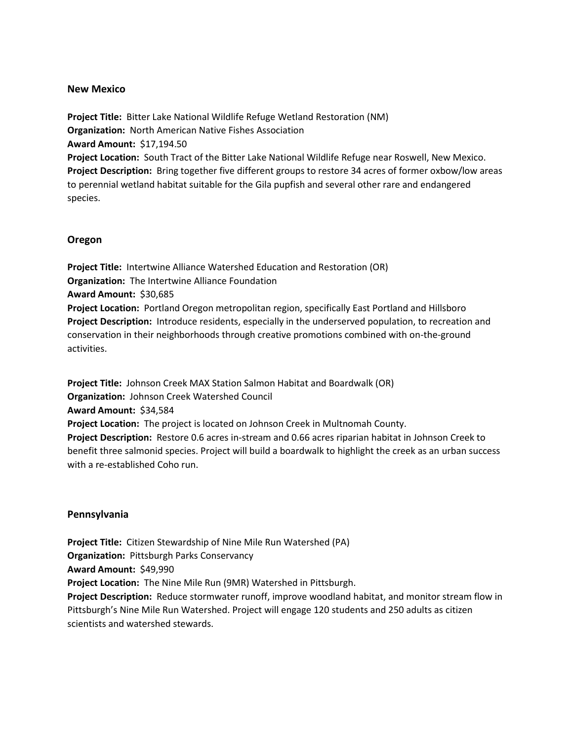## New Mexico

**Project Title:** Bitter Lake National Wildlife Refuge Wetland Restoration (NM)
**Organization:** North American Native Fishes Association
**Award Amount:** $17,194.50
**Project Location:** South Tract of the Bitter Lake National Wildlife Refuge near Roswell, New Mexico.
**Project Description:** Bring together five different groups to restore 34 acres of former oxbow/low areas to perennial wetland habitat suitable for the Gila pupfish and several other rare and endangered species.

## Oregon

**Project Title:** Intertwine Alliance Watershed Education and Restoration (OR)
**Organization:** The Intertwine Alliance Foundation
**Award Amount:** $30,685
**Project Location:** Portland Oregon metropolitan region, specifically East Portland and Hillsboro
**Project Description:** Introduce residents, especially in the underserved population, to recreation and conservation in their neighborhoods through creative promotions combined with on-the-ground activities.

**Project Title:** Johnson Creek MAX Station Salmon Habitat and Boardwalk (OR)
**Organization:** Johnson Creek Watershed Council
**Award Amount:** $34,584
**Project Location:** The project is located on Johnson Creek in Multnomah County.
**Project Description:** Restore 0.6 acres in-stream and 0.66 acres riparian habitat in Johnson Creek to benefit three salmonid species. Project will build a boardwalk to highlight the creek as an urban success with a re-established Coho run.

## Pennsylvania

**Project Title:** Citizen Stewardship of Nine Mile Run Watershed (PA)
**Organization:** Pittsburgh Parks Conservancy
**Award Amount:** $49,990
**Project Location:** The Nine Mile Run (9MR) Watershed in Pittsburgh.
**Project Description:** Reduce stormwater runoff, improve woodland habitat, and monitor stream flow in Pittsburgh's Nine Mile Run Watershed. Project will engage 120 students and 250 adults as citizen scientists and watershed stewards.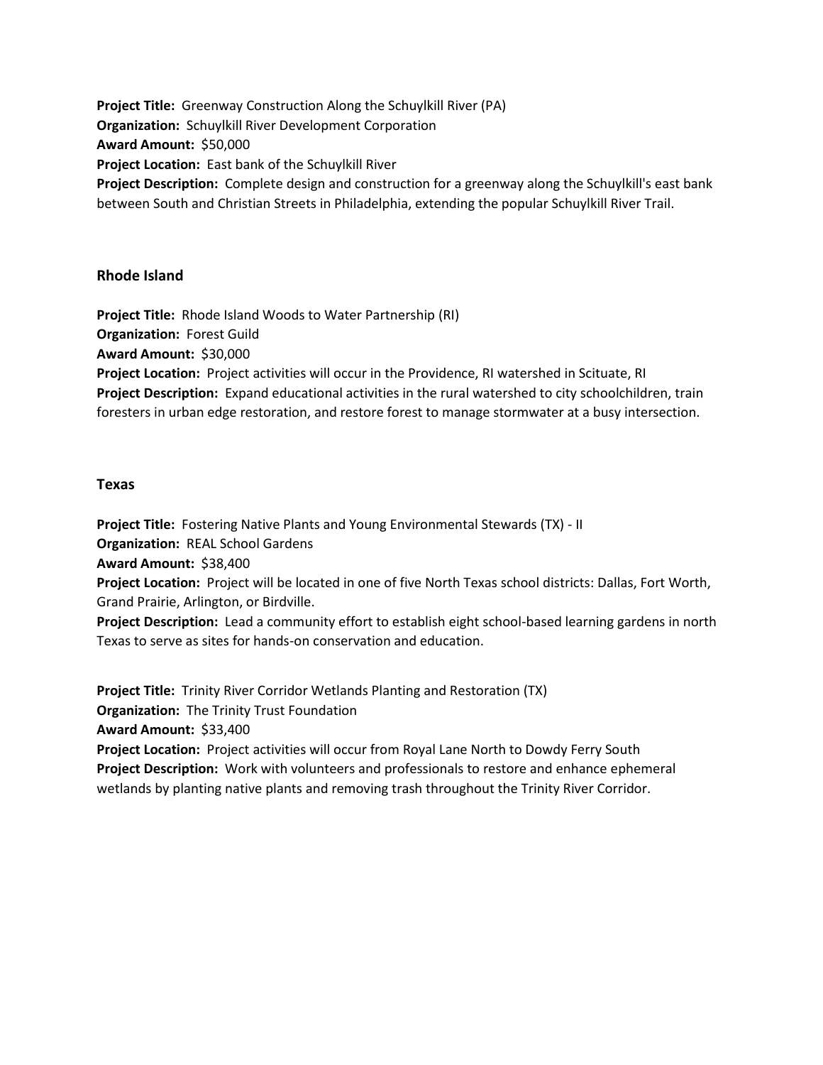**Project Title:** Greenway Construction Along the Schuylkill River (PA)
**Organization:** Schuylkill River Development Corporation
**Award Amount:** $50,000
**Project Location:** East bank of the Schuylkill River
**Project Description:** Complete design and construction for a greenway along the Schuylkill's east bank between South and Christian Streets in Philadelphia, extending the popular Schuylkill River Trail.

### Rhode Island

**Project Title:** Rhode Island Woods to Water Partnership (RI)
**Organization:** Forest Guild
**Award Amount:** $30,000
**Project Location:** Project activities will occur in the Providence, RI watershed in Scituate, RI
**Project Description:** Expand educational activities in the rural watershed to city schoolchildren, train foresters in urban edge restoration, and restore forest to manage stormwater at a busy intersection.

### Texas

**Project Title:** Fostering Native Plants and Young Environmental Stewards (TX) - II
**Organization:** REAL School Gardens
**Award Amount:** $38,400
**Project Location:** Project will be located in one of five North Texas school districts: Dallas, Fort Worth, Grand Prairie, Arlington, or Birdville.
**Project Description:** Lead a community effort to establish eight school-based learning gardens in north Texas to serve as sites for hands-on conservation and education.

**Project Title:** Trinity River Corridor Wetlands Planting and Restoration (TX)
**Organization:** The Trinity Trust Foundation
**Award Amount:** $33,400
**Project Location:** Project activities will occur from Royal Lane North to Dowdy Ferry South
**Project Description:** Work with volunteers and professionals to restore and enhance ephemeral wetlands by planting native plants and removing trash throughout the Trinity River Corridor.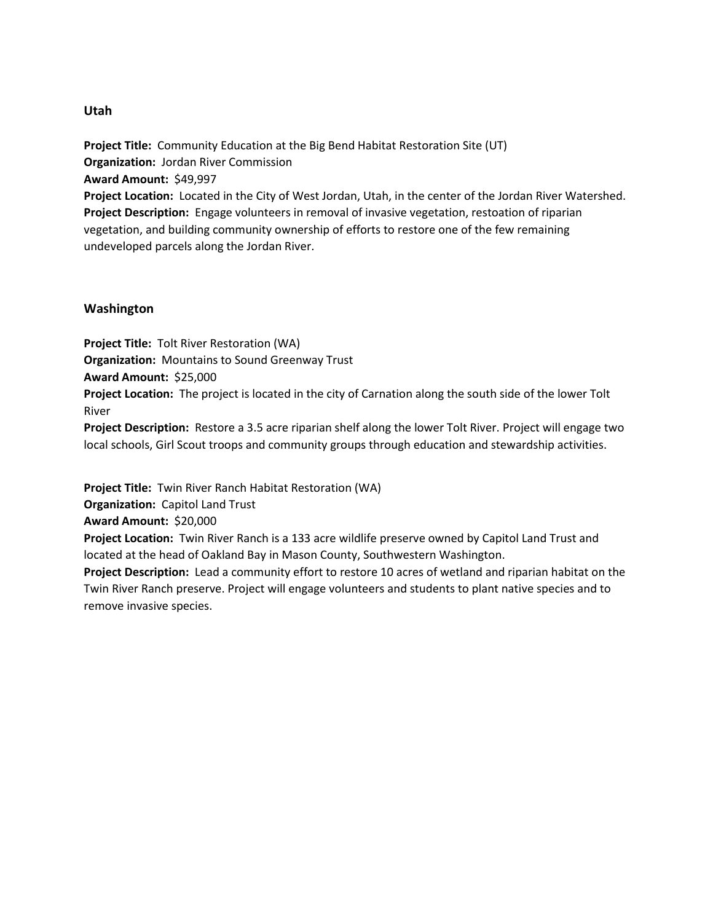## Utah

**Project Title:** Community Education at the Big Bend Habitat Restoration Site (UT)
**Organization:** Jordan River Commission
**Award Amount:** $49,997
**Project Location:** Located in the City of West Jordan, Utah, in the center of the Jordan River Watershed.
**Project Description:** Engage volunteers in removal of invasive vegetation, restoation of riparian vegetation, and building community ownership of efforts to restore one of the few remaining undeveloped parcels along the Jordan River.

## Washington

**Project Title:** Tolt River Restoration (WA)
**Organization:** Mountains to Sound Greenway Trust
**Award Amount:** $25,000
**Project Location:** The project is located in the city of Carnation along the south side of the lower Tolt River
**Project Description:** Restore a 3.5 acre riparian shelf along the lower Tolt River. Project will engage two local schools, Girl Scout troops and community groups through education and stewardship activities.

**Project Title:** Twin River Ranch Habitat Restoration (WA)
**Organization:** Capitol Land Trust
**Award Amount:** $20,000
**Project Location:** Twin River Ranch is a 133 acre wildlife preserve owned by Capitol Land Trust and located at the head of Oakland Bay in Mason County, Southwestern Washington.
**Project Description:** Lead a community effort to restore 10 acres of wetland and riparian habitat on the Twin River Ranch preserve. Project will engage volunteers and students to plant native species and to remove invasive species.